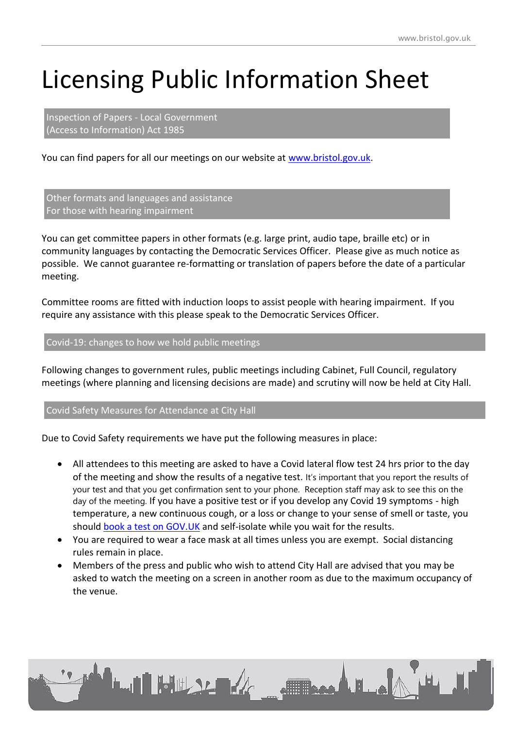# Licensing Public Information Sheet

## Inspection of Papers - Local Government (Access to Information) Act 1985

You can find papers for all our meetings on our website at [www.bristol.gov.uk](www.bristol.gov.uk).

## Other formats and languages and assistance For those with hearing impairment

You can get committee papers in other formats (e.g. large print, audio tape, braille etc) or in community languages by contacting the Democratic Services Officer. Please give as much notice as possible. We cannot guarantee re-formatting or translation of papers before the date of a particular meeting.

Committee rooms are fitted with induction loops to assist people with hearing impairment. If you require any assistance with this please speak to the Democratic Services Officer.

## Covid-19: changes to how we hold public meetings

Following changes to government rules, public meetings including Cabinet, Full Council, regulatory meetings (where planning and licensing decisions are made) and scrutiny will now be held at City Hall.

## Covid Safety Measures for Attendance at City Hall

Due to Covid Safety requirements we have put the following measures in place:

- All attendees to this meeting are asked to have a Covid lateral flow test 24 hrs prior to the day of the meeting and show the results of a negative test. It's important that you report the results of your test and that you get confirmation sent to your phone. Reception staff may ask to see this on the day of the meeting. If you have a positive test or if you develop any Covid 19 symptoms - high temperature, a new continuous cough, or a loss or change to your sense of smell or taste, you should [book a test on GOV.UK]() and self-isolate while you wait for the results.
- You are required to wear a face mask at all times unless you are exempt. Social distancing rules remain in place.
- Members of the press and public who wish to attend City Hall are advised that you may be asked to watch the meeting on a screen in another room as due to the maximum occupancy of the venue.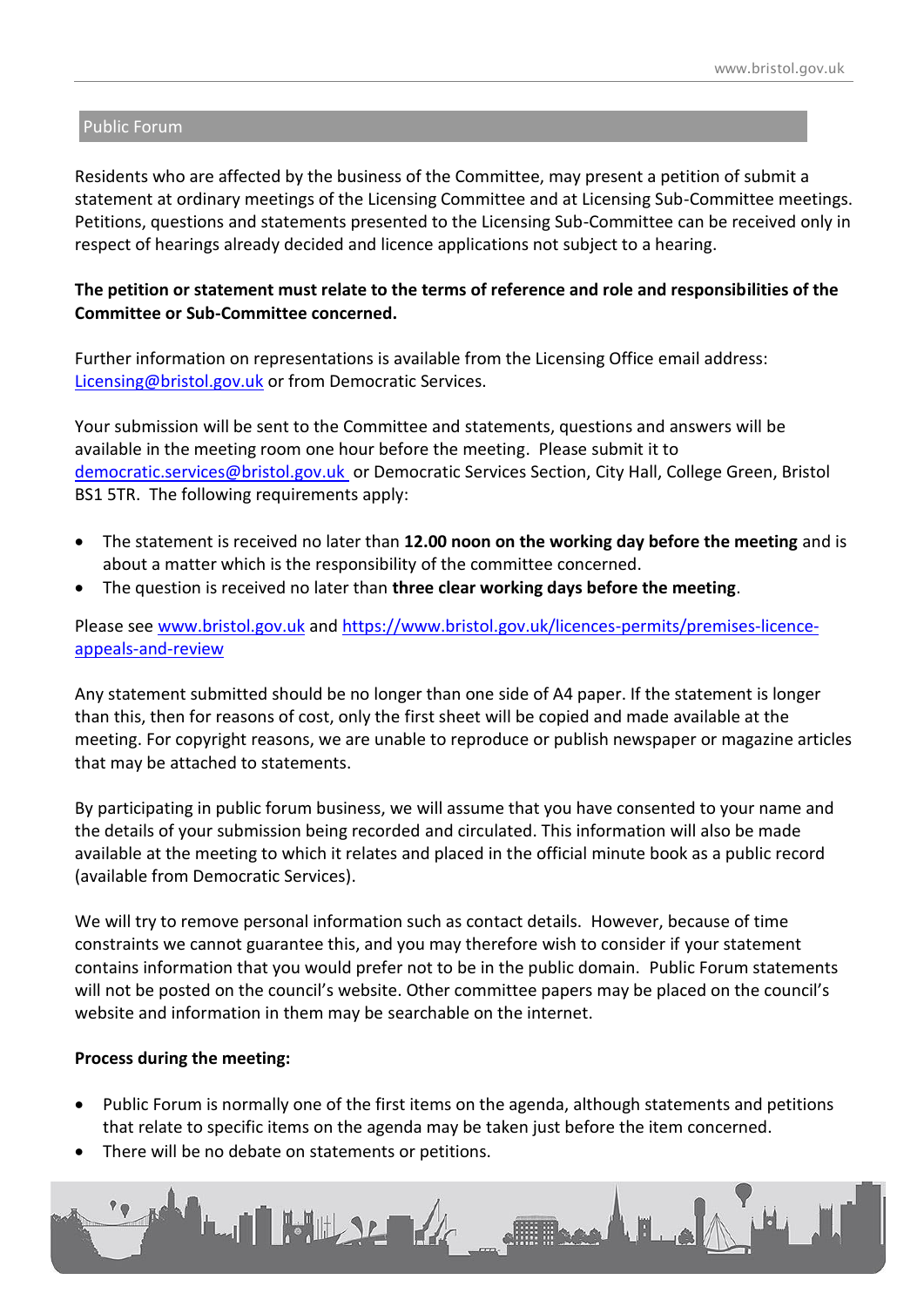## Public Forum

Residents who are affected by the business of the Committee, may present a petition of submit a statement at ordinary meetings of the Licensing Committee and at Licensing Sub-Committee meetings. Petitions, questions and statements presented to the Licensing Sub-Committee can be received only in respect of hearings already decided and licence applications not subject to a hearing.

**The petition or statement must relate to the terms of reference and role and responsibilities of the Committee or Sub-Committee concerned.**

Further information on representations is available from the Licensing Office email address: Licensing@bristol.gov.uk or from Democratic Services.

Your submission will be sent to the Committee and statements, questions and answers will be available in the meeting room one hour before the meeting. Please submit it to democratic.services@bristol.gov.uk or Democratic Services Section, City Hall, College Green, Bristol BS1 5TR. The following requirements apply:

- The statement is received no later than **12.00 noon on the working day before the meeting** and is about a matter which is the responsibility of the committee concerned.
- The question is received no later than **three clear working days before the meeting**.

Please see www.bristol.gov.uk and https://www.bristol.gov.uk/licences-permits/premises-licence-appeals-and-review

Any statement submitted should be no longer than one side of A4 paper. If the statement is longer than this, then for reasons of cost, only the first sheet will be copied and made available at the meeting. For copyright reasons, we are unable to reproduce or publish newspaper or magazine articles that may be attached to statements.

By participating in public forum business, we will assume that you have consented to your name and the details of your submission being recorded and circulated. This information will also be made available at the meeting to which it relates and placed in the official minute book as a public record (available from Democratic Services).

We will try to remove personal information such as contact details. However, because of time constraints we cannot guarantee this, and you may therefore wish to consider if your statement contains information that you would prefer not to be in the public domain. Public Forum statements will not be posted on the council's website. Other committee papers may be placed on the council's website and information in them may be searchable on the internet.

**Process during the meeting:**

- Public Forum is normally one of the first items on the agenda, although statements and petitions that relate to specific items on the agenda may be taken just before the item concerned.
- There will be no debate on statements or petitions.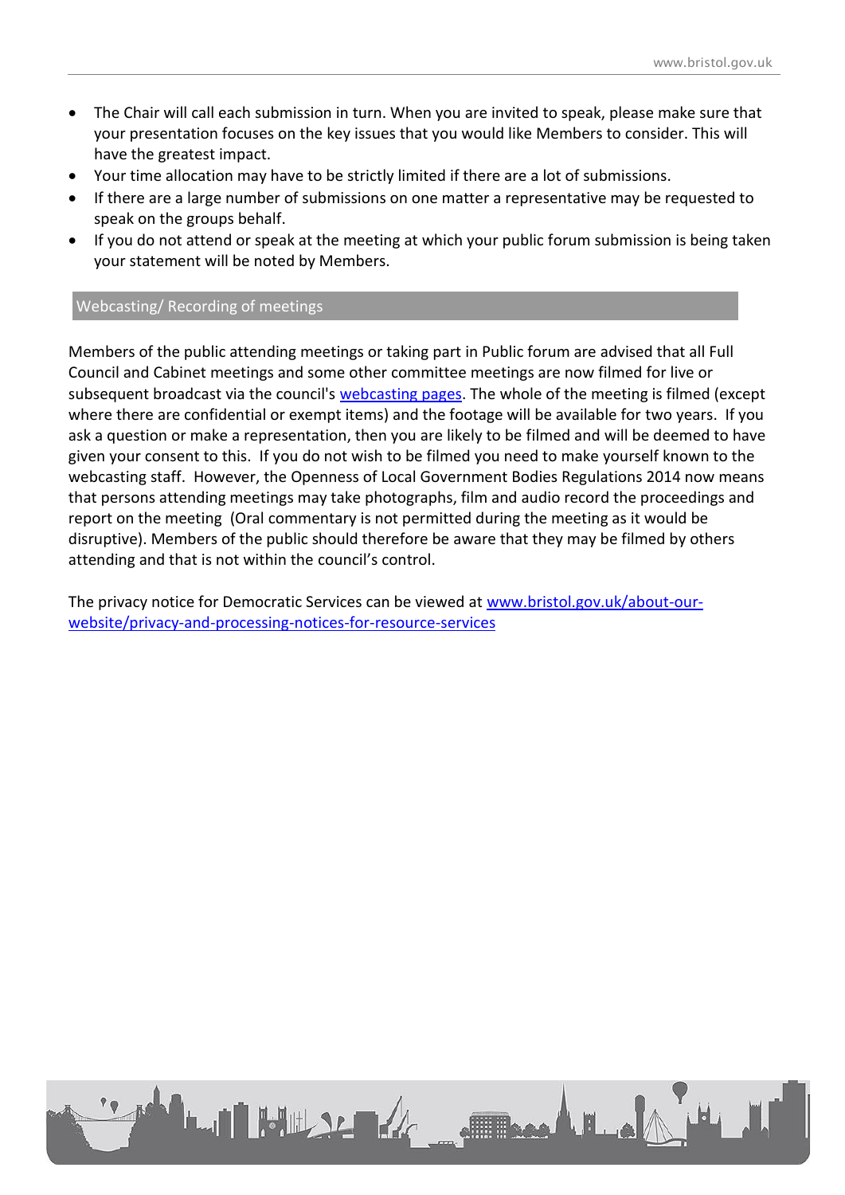- The Chair will call each submission in turn. When you are invited to speak, please make sure that your presentation focuses on the key issues that you would like Members to consider. This will have the greatest impact.
- Your time allocation may have to be strictly limited if there are a lot of submissions.
- If there are a large number of submissions on one matter a representative may be requested to speak on the groups behalf.
- If you do not attend or speak at the meeting at which your public forum submission is being taken your statement will be noted by Members.

## Webcasting/ Recording of meetings

Members of the public attending meetings or taking part in Public forum are advised that all Full Council and Cabinet meetings and some other committee meetings are now filmed for live or subsequent broadcast via the council's webcasting pages. The whole of the meeting is filmed (except where there are confidential or exempt items) and the footage will be available for two years. If you ask a question or make a representation, then you are likely to be filmed and will be deemed to have given your consent to this. If you do not wish to be filmed you need to make yourself known to the webcasting staff. However, the Openness of Local Government Bodies Regulations 2014 now means that persons attending meetings may take photographs, film and audio record the proceedings and report on the meeting (Oral commentary is not permitted during the meeting as it would be disruptive). Members of the public should therefore be aware that they may be filmed by others attending and that is not within the council's control.

The privacy notice for Democratic Services can be viewed at www.bristol.gov.uk/about-our-website/privacy-and-processing-notices-for-resource-services